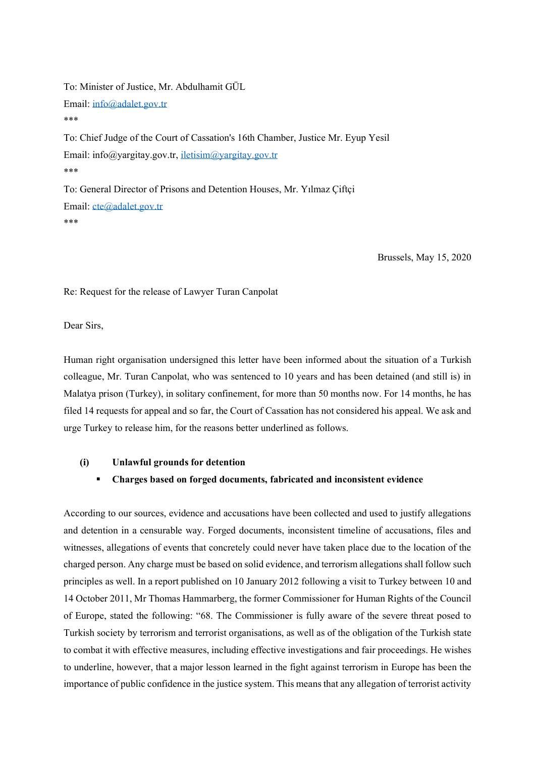To: Minister of Justice, Mr. Abdulhamit GÜL

Email: info@adalet.gov.tr

***

To: Chief Judge of the Court of Cassation's 16th Chamber, Justice Mr. Eyup Yesil

Email: info@yargitay.gov.tr, iletisim@yargitay.gov.tr

***

To: General Director of Prisons and Detention Houses, Mr. Yılmaz Çiftçi

Email: cte@adalet.gov.tr

***

Brussels, May 15, 2020

Re: Request for the release of Lawyer Turan Canpolat

Dear Sirs,

Human right organisation undersigned this letter have been informed about the situation of a Turkish colleague, Mr. Turan Canpolat, who was sentenced to 10 years and has been detained (and still is) in Malatya prison (Turkey), in solitary confinement, for more than 50 months now. For 14 months, he has filed 14 requests for appeal and so far, the Court of Cassation has not considered his appeal. We ask and urge Turkey to release him, for the reasons better underlined as follows.

**(i) Unlawful grounds for detention**

- **Charges based on forged documents, fabricated and inconsistent evidence**

According to our sources, evidence and accusations have been collected and used to justify allegations and detention in a censurable way. Forged documents, inconsistent timeline of accusations, files and witnesses, allegations of events that concretely could never have taken place due to the location of the charged person. Any charge must be based on solid evidence, and terrorism allegations shall follow such principles as well. In a report published on 10 January 2012 following a visit to Turkey between 10 and 14 October 2011, Mr Thomas Hammarberg, the former Commissioner for Human Rights of the Council of Europe, stated the following: "68. The Commissioner is fully aware of the severe threat posed to Turkish society by terrorism and terrorist organisations, as well as of the obligation of the Turkish state to combat it with effective measures, including effective investigations and fair proceedings. He wishes to underline, however, that a major lesson learned in the fight against terrorism in Europe has been the importance of public confidence in the justice system. This means that any allegation of terrorist activity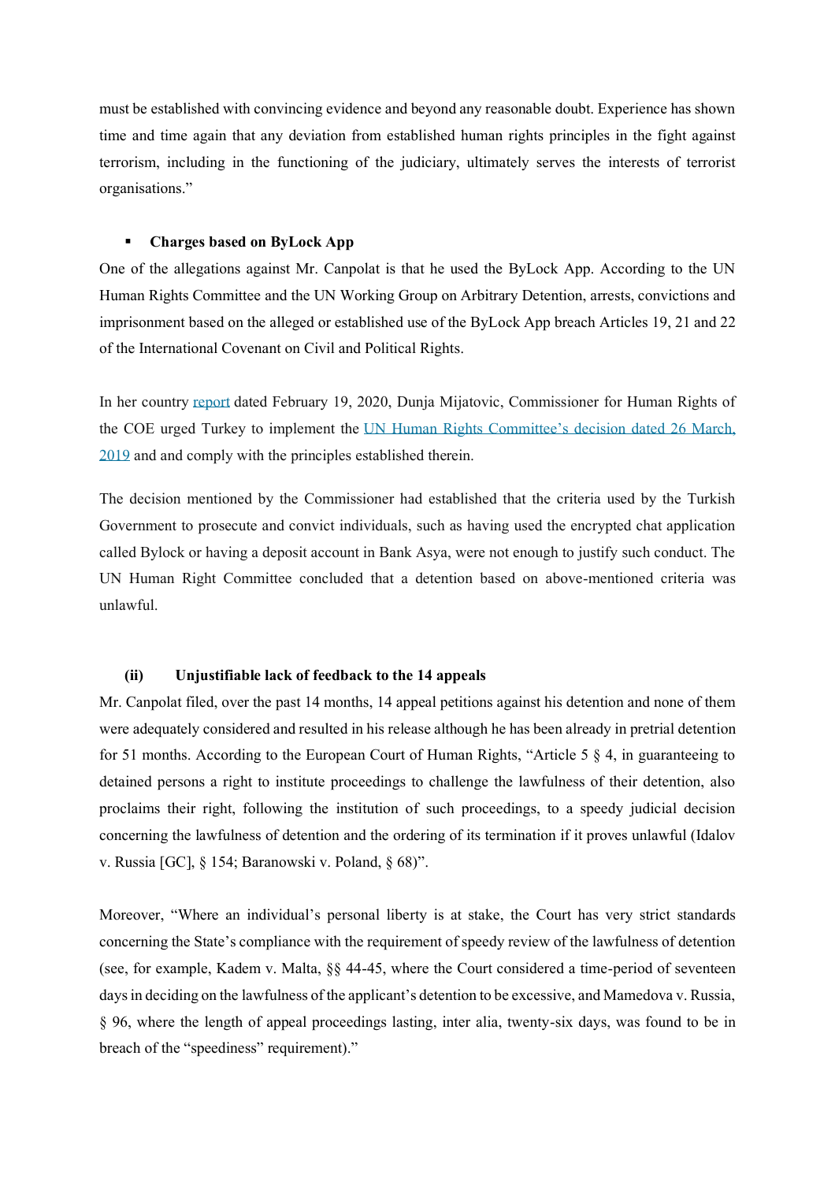must be established with convincing evidence and beyond any reasonable doubt. Experience has shown time and time again that any deviation from established human rights principles in the fight against terrorism, including in the functioning of the judiciary, ultimately serves the interests of terrorist organisations."

- **Charges based on ByLock App**

One of the allegations against Mr. Canpolat is that he used the ByLock App. According to the UN Human Rights Committee and the UN Working Group on Arbitrary Detention, arrests, convictions and imprisonment based on the alleged or established use of the ByLock App breach Articles 19, 21 and 22 of the International Covenant on Civil and Political Rights.

In her country report dated February 19, 2020, Dunja Mijatovic, Commissioner for Human Rights of the COE urged Turkey to implement the UN Human Rights Committee's decision dated 26 March, 2019 and and comply with the principles established therein.

The decision mentioned by the Commissioner had established that the criteria used by the Turkish Government to prosecute and convict individuals, such as having used the encrypted chat application called Bylock or having a deposit account in Bank Asya, were not enough to justify such conduct. The UN Human Right Committee concluded that a detention based on above-mentioned criteria was unlawful.

**(ii) Unjustifiable lack of feedback to the 14 appeals**

Mr. Canpolat filed, over the past 14 months, 14 appeal petitions against his detention and none of them were adequately considered and resulted in his release although he has been already in pretrial detention for 51 months. According to the European Court of Human Rights, "Article 5 § 4, in guaranteeing to detained persons a right to institute proceedings to challenge the lawfulness of their detention, also proclaims their right, following the institution of such proceedings, to a speedy judicial decision concerning the lawfulness of detention and the ordering of its termination if it proves unlawful (Idalov v. Russia [GC], § 154; Baranowski v. Poland, § 68)".

Moreover, "Where an individual's personal liberty is at stake, the Court has very strict standards concerning the State's compliance with the requirement of speedy review of the lawfulness of detention (see, for example, Kadem v. Malta, §§ 44-45, where the Court considered a time-period of seventeen days in deciding on the lawfulness of the applicant's detention to be excessive, and Mamedova v. Russia, § 96, where the length of appeal proceedings lasting, inter alia, twenty-six days, was found to be in breach of the "speediness" requirement)."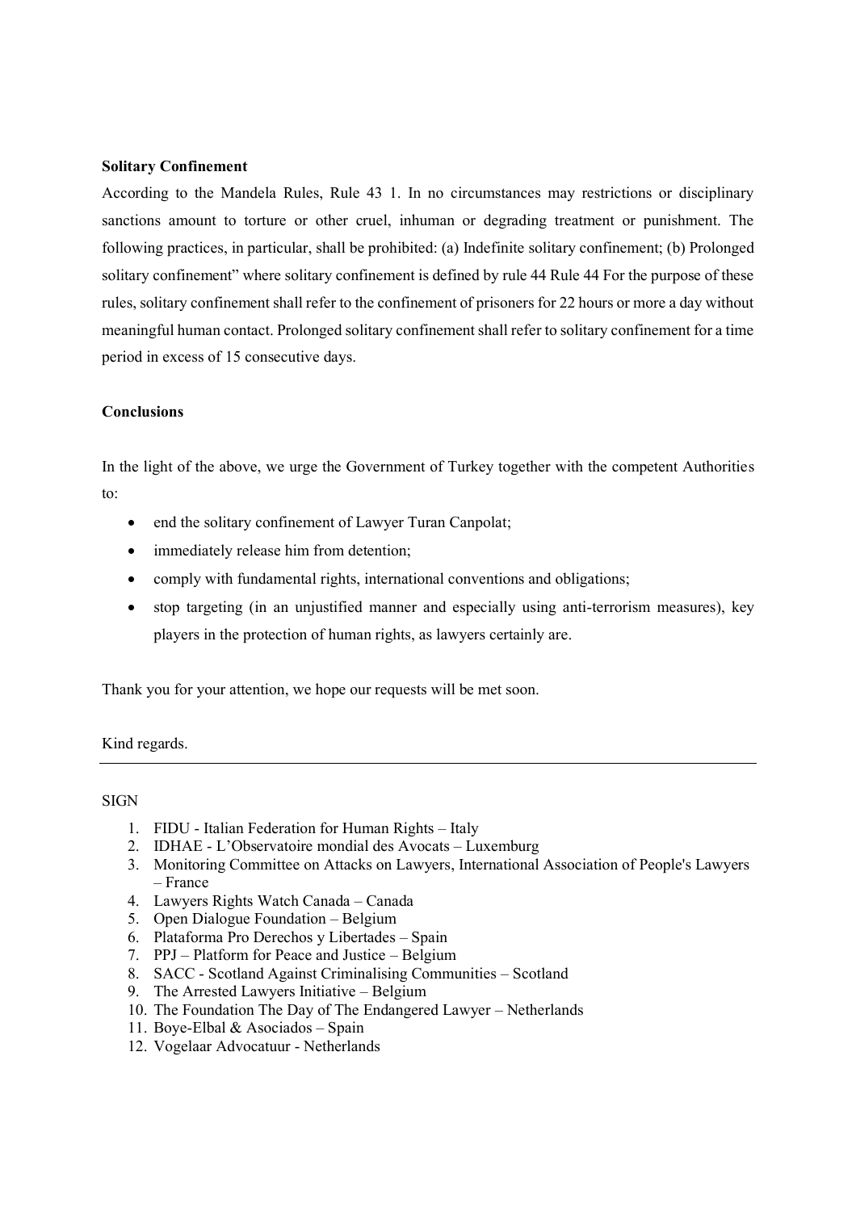**Solitary Confinement**

According to the Mandela Rules, Rule 43 1. In no circumstances may restrictions or disciplinary sanctions amount to torture or other cruel, inhuman or degrading treatment or punishment. The following practices, in particular, shall be prohibited: (a) Indefinite solitary confinement; (b) Prolonged solitary confinement" where solitary confinement is defined by rule 44 Rule 44 For the purpose of these rules, solitary confinement shall refer to the confinement of prisoners for 22 hours or more a day without meaningful human contact. Prolonged solitary confinement shall refer to solitary confinement for a time period in excess of 15 consecutive days.

**Conclusions**

In the light of the above, we urge the Government of Turkey together with the competent Authorities to:

- end the solitary confinement of Lawyer Turan Canpolat;
- immediately release him from detention;
- comply with fundamental rights, international conventions and obligations;
- stop targeting (in an unjustified manner and especially using anti-terrorism measures), key players in the protection of human rights, as lawyers certainly are.

Thank you for your attention, we hope our requests will be met soon.

Kind regards.

---

SIGN

1. FIDU - Italian Federation for Human Rights – Italy
2. IDHAE - L'Observatoire mondial des Avocats – Luxemburg
3. Monitoring Committee on Attacks on Lawyers, International Association of People's Lawyers – France
4. Lawyers Rights Watch Canada – Canada
5. Open Dialogue Foundation – Belgium
6. Plataforma Pro Derechos y Libertades – Spain
7. PPJ – Platform for Peace and Justice – Belgium
8. SACC - Scotland Against Criminalising Communities – Scotland
9. The Arrested Lawyers Initiative – Belgium
10. The Foundation The Day of The Endangered Lawyer – Netherlands
11. Boye-Elbal & Asociados – Spain
12. Vogelaar Advocatuur - Netherlands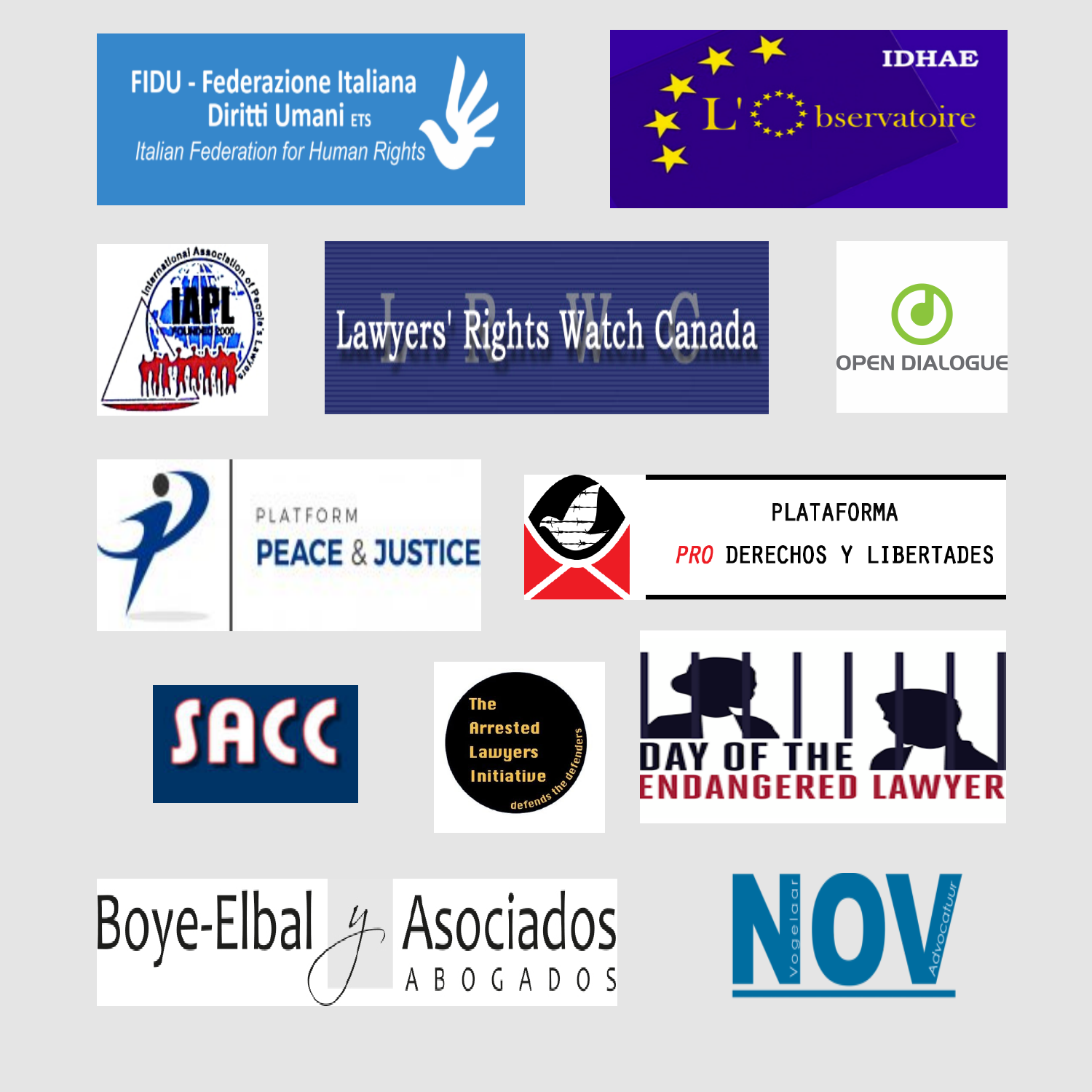FIDU - Federazione Italiana Diritti Umani ETS
Italian Federation for Human Rights

IDHAE
L'Observatoire

International Association of People's Lawyers
IAPL
FOUNDED 2000

Lawyers' Rights Watch Canada

OPEN DIALOGUE

PLATFORM
PEACE & JUSTICE

PLATAFORMA
PRO DERECHOS Y LIBERTADES

SACC

The Arrested Lawyers Initiative
defends the defenders

DAY OF THE ENDANGERED LAWYER

Boye-Elbal y Asociados
ABOGADOS

NOV
Vogelaar Advocatuur